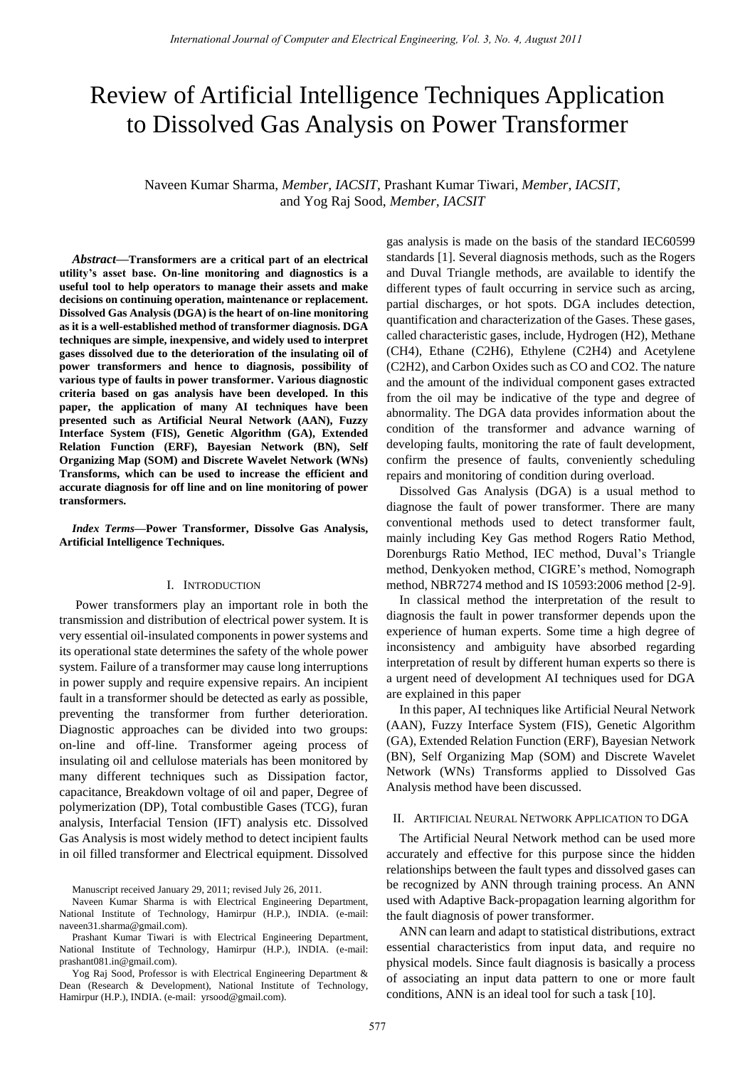# Review of Artificial Intelligence Techniques Application to Dissolved Gas Analysis on Power Transformer

Naveen Kumar Sharma, *Member, IACSIT*, Prashant Kumar Tiwari, *Member, IACSIT*, and Yog Raj Sood, *Member, IACSIT*

***Abstract*—Transformers are a critical part of an electrical utility's asset base. On-line monitoring and diagnostics is a useful tool to help operators to manage their assets and make decisions on continuing operation, maintenance or replacement. Dissolved Gas Analysis (DGA) is the heart of on-line monitoring as it is a well-established method of transformer diagnosis. DGA techniques are simple, inexpensive, and widely used to interpret gases dissolved due to the deterioration of the insulating oil of power transformers and hence to diagnosis, possibility of various type of faults in power transformer. Various diagnostic criteria based on gas analysis have been developed. In this paper, the application of many AI techniques have been presented such as Artificial Neural Network (AAN), Fuzzy Interface System (FIS), Genetic Algorithm (GA), Extended Relation Function (ERF), Bayesian Network (BN), Self Organizing Map (SOM) and Discrete Wavelet Network (WNs) Transforms, which can be used to increase the efficient and accurate diagnosis for off line and on line monitoring of power transformers.**

***Index Terms*—Power Transformer, Dissolve Gas Analysis, Artificial Intelligence Techniques.**

## I. Introduction

Power transformers play an important role in both the transmission and distribution of electrical power system. It is very essential oil-insulated components in power systems and its operational state determines the safety of the whole power system. Failure of a transformer may cause long interruptions in power supply and require expensive repairs. An incipient fault in a transformer should be detected as early as possible, preventing the transformer from further deterioration. Diagnostic approaches can be divided into two groups: on-line and off-line. Transformer ageing process of insulating oil and cellulose materials has been monitored by many different techniques such as Dissipation factor, capacitance, Breakdown voltage of oil and paper, Degree of polymerization (DP), Total combustible Gases (TCG), furan analysis, Interfacial Tension (IFT) analysis etc. Dissolved Gas Analysis is most widely method to detect incipient faults in oil filled transformer and Electrical equipment. Dissolved gas analysis is made on the basis of the standard IEC60599 standards [1]. Several diagnosis methods, such as the Rogers and Duval Triangle methods, are available to identify the different types of fault occurring in service such as arcing, partial discharges, or hot spots. DGA includes detection, quantification and characterization of the Gases. These gases, called characteristic gases, include, Hydrogen ($H_2$), Methane ($CH_4$), Ethane ($C_2H_6$), Ethylene ($C_2H_4$) and Acetylene ($C_2H_2$), and Carbon Oxides such as CO and $CO_2$. The nature and the amount of the individual component gases extracted from the oil may be indicative of the type and degree of abnormality. The DGA data provides information about the condition of the transformer and advance warning of developing faults, monitoring the rate of fault development, confirm the presence of faults, conveniently scheduling repairs and monitoring of condition during overload.

Dissolved Gas Analysis (DGA) is a usual method to diagnose the fault of power transformer. There are many conventional methods used to detect transformer fault, mainly including Key Gas method Rogers Ratio Method, Dorenburgs Ratio Method, IEC method, Duval's Triangle method, Denkyoken method, CIGRE's method, Nomograph method, NBR7274 method and IS 10593:2006 method [2-9].

In classical method the interpretation of the result to diagnosis the fault in power transformer depends upon the experience of human experts. Some time a high degree of inconsistency and ambiguity have absorbed regarding interpretation of result by different human experts so there is a urgent need of development AI techniques used for DGA are explained in this paper

In this paper, AI techniques like Artificial Neural Network (AAN), Fuzzy Interface System (FIS), Genetic Algorithm (GA), Extended Relation Function (ERF), Bayesian Network (BN), Self Organizing Map (SOM) and Discrete Wavelet Network (WNs) Transforms applied to Dissolved Gas Analysis method have been discussed.

## II. Artificial Neural Network Application to DGA

The Artificial Neural Network method can be used more accurately and effective for this purpose since the hidden relationships between the fault types and dissolved gases can be recognized by ANN through training process. An ANN used with Adaptive Back-propagation learning algorithm for the fault diagnosis of power transformer.

ANN can learn and adapt to statistical distributions, extract essential characteristics from input data, and require no physical models. Since fault diagnosis is basically a process of associating an input data pattern to one or more fault conditions, ANN is an ideal tool for such a task [10].

Manuscript received January 29, 2011; revised July 26, 2011.

Naveen Kumar Sharma is with Electrical Engineering Department, National Institute of Technology, Hamirpur (H.P.), INDIA. (e-mail: naveen31.sharma@gmail.com).

Prashant Kumar Tiwari is with Electrical Engineering Department, National Institute of Technology, Hamirpur (H.P.), INDIA. (e-mail: prashant081.in@gmail.com).

Yog Raj Sood, Professor is with Electrical Engineering Department & Dean (Research & Development), National Institute of Technology, Hamirpur (H.P.), INDIA. (e-mail: yrsood@gmail.com).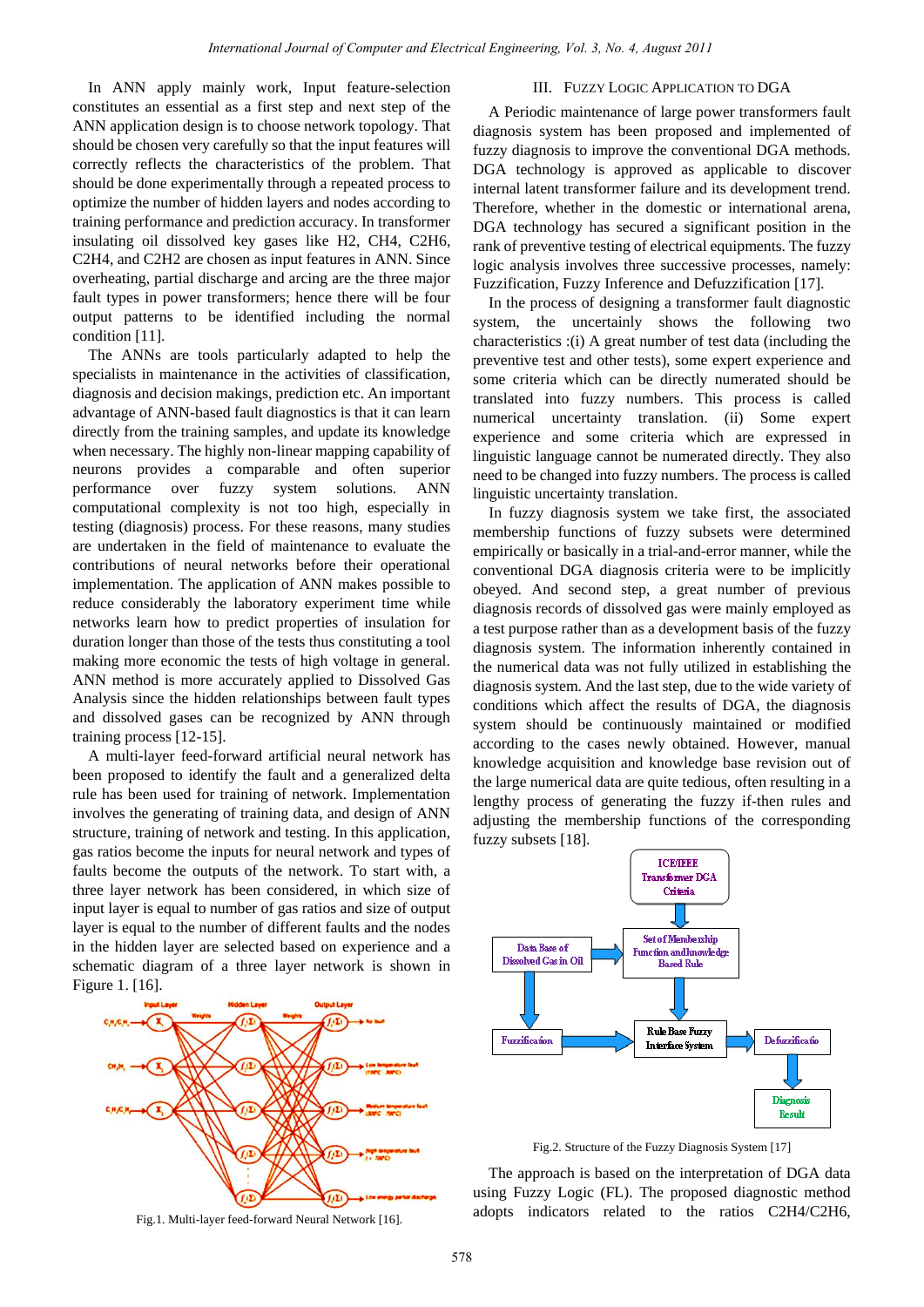In ANN apply mainly work, Input feature-selection constitutes an essential as a first step and next step of the ANN application design is to choose network topology. That should be chosen very carefully so that the input features will correctly reflects the characteristics of the problem. That should be done experimentally through a repeated process to optimize the number of hidden layers and nodes according to training performance and prediction accuracy. In transformer insulating oil dissolved key gases like H2, CH4, C2H6, C2H4, and C2H2 are chosen as input features in ANN. Since overheating, partial discharge and arcing are the three major fault types in power transformers; hence there will be four output patterns to be identified including the normal condition [11].

The ANNs are tools particularly adapted to help the specialists in maintenance in the activities of classification, diagnosis and decision makings, prediction etc. An important advantage of ANN-based fault diagnostics is that it can learn directly from the training samples, and update its knowledge when necessary. The highly non-linear mapping capability of neurons provides a comparable and often superior performance over fuzzy system solutions. ANN computational complexity is not too high, especially in testing (diagnosis) process. For these reasons, many studies are undertaken in the field of maintenance to evaluate the contributions of neural networks before their operational implementation. The application of ANN makes possible to reduce considerably the laboratory experiment time while networks learn how to predict properties of insulation for duration longer than those of the tests thus constituting a tool making more economic the tests of high voltage in general. ANN method is more accurately applied to Dissolved Gas Analysis since the hidden relationships between fault types and dissolved gases can be recognized by ANN through training process [12-15].

A multi-layer feed-forward artificial neural network has been proposed to identify the fault and a generalized delta rule has been used for training of network. Implementation involves the generating of training data, and design of ANN structure, training of network and testing. In this application, gas ratios become the inputs for neural network and types of faults become the outputs of the network. To start with, a three layer network has been considered, in which size of input layer is equal to number of gas ratios and size of output layer is equal to the number of different faults and the nodes in the hidden layer are selected based on experience and a schematic diagram of a three layer network is shown in Figure 1. [16].

Input Layer
Weights
Hidden Layer
Weights
Output Layer
$C_2H_2/C_2H_4$
$CH_4/H_2$
$C_2H_4/C_2H_6$
No fault
Low temperature fault
Medium temperature fault
High temperature fault
Low energy partial discharge

Fig.1. Multi-layer feed-forward Neural Network [16].

## III. Fuzzy Logic Application to DGA

A Periodic maintenance of large power transformers fault diagnosis system has been proposed and implemented of fuzzy diagnosis to improve the conventional DGA methods. DGA technology is approved as applicable to discover internal latent transformer failure and its development trend. Therefore, whether in the domestic or international arena, DGA technology has secured a significant position in the rank of preventive testing of electrical equipments. The fuzzy logic analysis involves three successive processes, namely: Fuzzification, Fuzzy Inference and Defuzzification [17].

In the process of designing a transformer fault diagnostic system, the uncertainly shows the following two characteristics :(i) A great number of test data (including the preventive test and other tests), some expert experience and some criteria which can be directly numerated should be translated into fuzzy numbers. This process is called numerical uncertainty translation. (ii) Some expert experience and some criteria which are expressed in linguistic language cannot be numerated directly. They also need to be changed into fuzzy numbers. The process is called linguistic uncertainty translation.

In fuzzy diagnosis system we take first, the associated membership functions of fuzzy subsets were determined empirically or basically in a trial-and-error manner, while the conventional DGA diagnosis criteria were to be implicitly obeyed. And second step, a great number of previous diagnosis records of dissolved gas were mainly employed as a test purpose rather than as a development basis of the fuzzy diagnosis system. The information inherently contained in the numerical data was not fully utilized in establishing the diagnosis system. And the last step, due to the wide variety of conditions which affect the results of DGA, the diagnosis system should be continuously maintained or modified according to the cases newly obtained. However, manual knowledge acquisition and knowledge base revision out of the large numerical data are quite tedious, often resulting in a lengthy process of generating the fuzzy if-then rules and adjusting the membership functions of the corresponding fuzzy subsets [18].

ICE/IEEE Transformer DGA Criteria
Data Base of Dissolved Gas in Oil
Set of Membership Function and knowledge Based Rule
Fuzzification
Rule Base Fuzzy Interface System
Defuzzification
Diagnosis Result

Fig.2. Structure of the Fuzzy Diagnosis System [17]

The approach is based on the interpretation of DGA data using Fuzzy Logic (FL). The proposed diagnostic method adopts indicators related to the ratios C2H4/C2H6,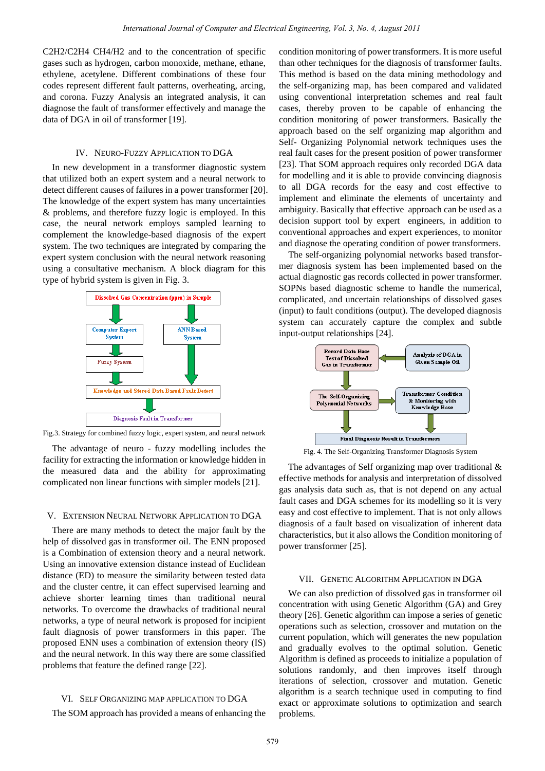C2H2/C2H4 CH4/H2 and to the concentration of specific gases such as hydrogen, carbon monoxide, methane, ethane, ethylene, acetylene. Different combinations of these four codes represent different fault patterns, overheating, arcing, and corona. Fuzzy Analysis an integrated analysis, it can diagnose the fault of transformer effectively and manage the data of DGA in oil of transformer [19].

## IV. Neuro-Fuzzy Application to DGA

In new development in a transformer diagnostic system that utilized both an expert system and a neural network to detect different causes of failures in a power transformer [20]. The knowledge of the expert system has many uncertainties & problems, and therefore fuzzy logic is employed. In this case, the neural network employs sampled learning to complement the knowledge-based diagnosis of the expert system. The two techniques are integrated by comparing the expert system conclusion with the neural network reasoning using a consultative mechanism. A block diagram for this type of hybrid system is given in Fig. 3.

Dissolved Gas Concentration (ppm) in Sample

Computer Expert System

ANN Based System

Fuzzy System

Knowledge and Stored Data Based Fault Detect

Diagnosis Fault in Transformer

Fig.3. Strategy for combined fuzzy logic, expert system, and neural network

The advantage of neuro - fuzzy modelling includes the facility for extracting the information or knowledge hidden in the measured data and the ability for approximating complicated non linear functions with simpler models [21].

## V. Extension Neural Network Application to DGA

There are many methods to detect the major fault by the help of dissolved gas in transformer oil. The ENN proposed is a Combination of extension theory and a neural network. Using an innovative extension distance instead of Euclidean distance (ED) to measure the similarity between tested data and the cluster centre, it can effect supervised learning and achieve shorter learning times than traditional neural networks. To overcome the drawbacks of traditional neural networks, a type of neural network is proposed for incipient fault diagnosis of power transformers in this paper. The proposed ENN uses a combination of extension theory (IS) and the neural network. In this way there are some classified problems that feature the defined range [22].

## VI. Self Organizing Map Application to DGA

The SOM approach has provided a means of enhancing the condition monitoring of power transformers. It is more useful than other techniques for the diagnosis of transformer faults. This method is based on the data mining methodology and the self-organizing map, has been compared and validated using conventional interpretation schemes and real fault cases, thereby proven to be capable of enhancing the condition monitoring of power transformers. Basically the approach based on the self organizing map algorithm and Self- Organizing Polynomial network techniques uses the real fault cases for the present position of power transformer [23]. That SOM approach requires only recorded DGA data for modelling and it is able to provide convincing diagnosis to all DGA records for the easy and cost effective to implement and eliminate the elements of uncertainty and ambiguity. Basically that effective approach can be used as a decision support tool by expert engineers, in addition to conventional approaches and expert experiences, to monitor and diagnose the operating condition of power transformers.

The self-organizing polynomial networks based transformer diagnosis system has been implemented based on the actual diagnostic gas records collected in power transformer. SOPNs based diagnostic scheme to handle the numerical, complicated, and uncertain relationships of dissolved gases (input) to fault conditions (output). The developed diagnosis system can accurately capture the complex and subtle input-output relationships [24].

Record Data Base Test of Dissolved Gas in Transformer

Analysis of DGA in Given Sample Oil

The Self Organizing Polynomial Networks

Transformer Condition & Monitoring with Knowledge Base

Final Diagnosis Result in Transformers

Fig. 4. The Self-Organizing Transformer Diagnosis System

The advantages of Self organizing map over traditional & effective methods for analysis and interpretation of dissolved gas analysis data such as, that is not depend on any actual fault cases and DGA schemes for its modelling so it is very easy and cost effective to implement. That is not only allows diagnosis of a fault based on visualization of inherent data characteristics, but it also allows the Condition monitoring of power transformer [25].

## VII. Genetic Algorithm Application in DGA

We can also prediction of dissolved gas in transformer oil concentration with using Genetic Algorithm (GA) and Grey theory [26]. Genetic algorithm can impose a series of genetic operations such as selection, crossover and mutation on the current population, which will generates the new population and gradually evolves to the optimal solution. Genetic Algorithm is defined as proceeds to initialize a population of solutions randomly, and then improves itself through iterations of selection, crossover and mutation. Genetic algorithm is a search technique used in computing to find exact or approximate solutions to optimization and search problems.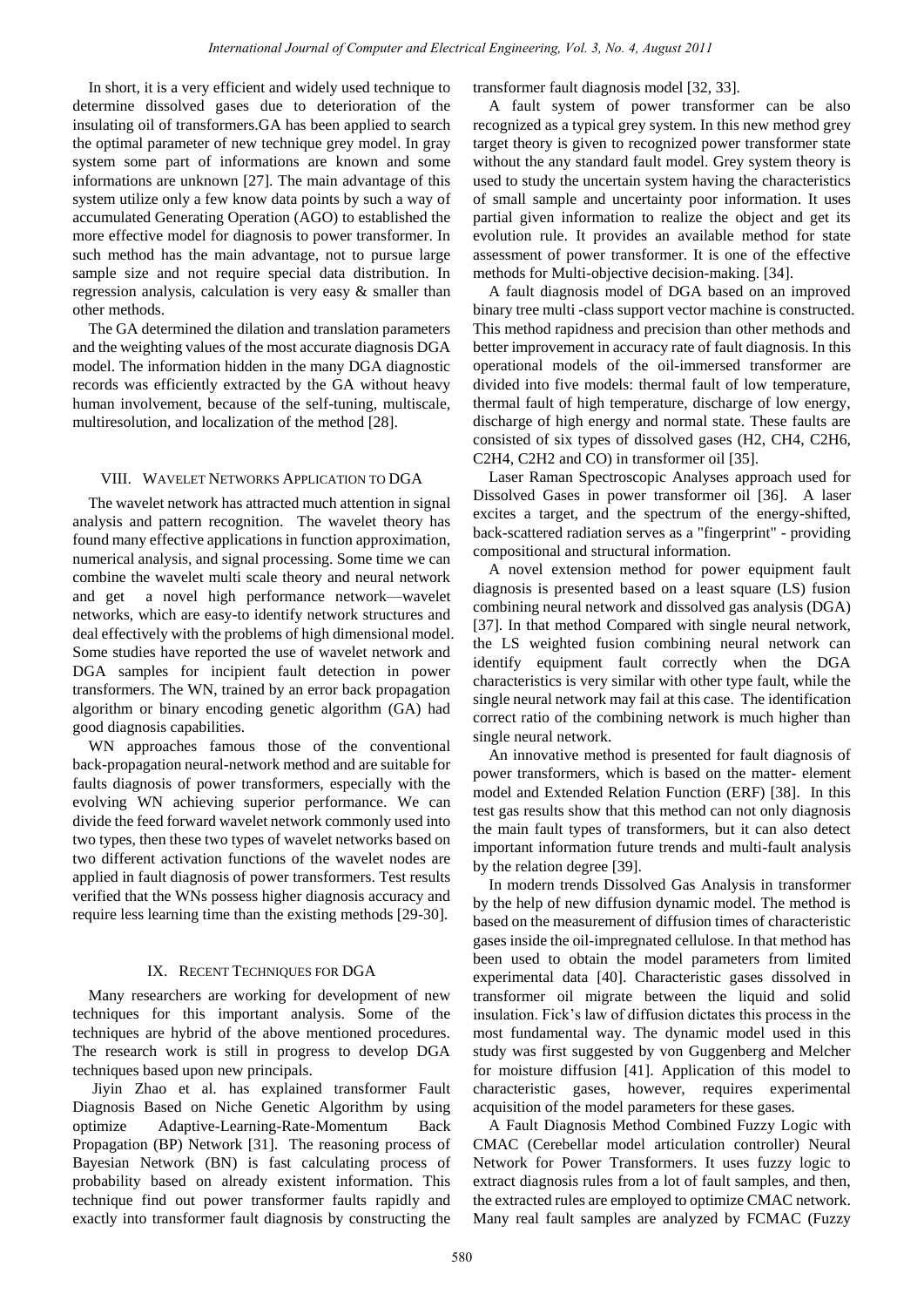In short, it is a very efficient and widely used technique to determine dissolved gases due to deterioration of the insulating oil of transformers.GA has been applied to search the optimal parameter of new technique grey model. In gray system some part of informations are known and some informations are unknown [27]. The main advantage of this system utilize only a few know data points by such a way of accumulated Generating Operation (AGO) to established the more effective model for diagnosis to power transformer. In such method has the main advantage, not to pursue large sample size and not require special data distribution. In regression analysis, calculation is very easy & smaller than other methods.

The GA determined the dilation and translation parameters and the weighting values of the most accurate diagnosis DGA model. The information hidden in the many DGA diagnostic records was efficiently extracted by the GA without heavy human involvement, because of the self-tuning, multiscale, multiresolution, and localization of the method [28].

## VIII. Wavelet Networks Application to DGA

The wavelet network has attracted much attention in signal analysis and pattern recognition. The wavelet theory has found many effective applications in function approximation, numerical analysis, and signal processing. Some time we can combine the wavelet multi scale theory and neural network and get a novel high performance network—wavelet networks, which are easy-to identify network structures and deal effectively with the problems of high dimensional model. Some studies have reported the use of wavelet network and DGA samples for incipient fault detection in power transformers. The WN, trained by an error back propagation algorithm or binary encoding genetic algorithm (GA) had good diagnosis capabilities.

WN approaches famous those of the conventional back-propagation neural-network method and are suitable for faults diagnosis of power transformers, especially with the evolving WN achieving superior performance. We can divide the feed forward wavelet network commonly used into two types, then these two types of wavelet networks based on two different activation functions of the wavelet nodes are applied in fault diagnosis of power transformers. Test results verified that the WNs possess higher diagnosis accuracy and require less learning time than the existing methods [29-30].

## IX. Recent Techniques for DGA

Many researchers are working for development of new techniques for this important analysis. Some of the techniques are hybrid of the above mentioned procedures. The research work is still in progress to develop DGA techniques based upon new principals.

Jiyin Zhao et al. has explained transformer Fault Diagnosis Based on Niche Genetic Algorithm by using optimize Adaptive-Learning-Rate-Momentum Back Propagation (BP) Network [31]. The reasoning process of Bayesian Network (BN) is fast calculating process of probability based on already existent information. This technique find out power transformer faults rapidly and exactly into transformer fault diagnosis by constructing the transformer fault diagnosis model [32, 33].

A fault system of power transformer can be also recognized as a typical grey system. In this new method grey target theory is given to recognized power transformer state without the any standard fault model. Grey system theory is used to study the uncertain system having the characteristics of small sample and uncertainty poor information. It uses partial given information to realize the object and get its evolution rule. It provides an available method for state assessment of power transformer. It is one of the effective methods for Multi-objective decision-making. [34].

A fault diagnosis model of DGA based on an improved binary tree multi -class support vector machine is constructed. This method rapidness and precision than other methods and better improvement in accuracy rate of fault diagnosis. In this operational models of the oil-immersed transformer are divided into five models: thermal fault of low temperature, thermal fault of high temperature, discharge of low energy, discharge of high energy and normal state. These faults are consisted of six types of dissolved gases ($H_2$, $CH_4$, $C_2H_6$, $C_2H_4$, $C_2H_2$ and CO) in transformer oil [35].

Laser Raman Spectroscopic Analyses approach used for Dissolved Gases in power transformer oil [36]. A laser excites a target, and the spectrum of the energy-shifted, back-scattered radiation serves as a "fingerprint" - providing compositional and structural information.

A novel extension method for power equipment fault diagnosis is presented based on a least square (LS) fusion combining neural network and dissolved gas analysis (DGA) [37]. In that method Compared with single neural network, the LS weighted fusion combining neural network can identify equipment fault correctly when the DGA characteristics is very similar with other type fault, while the single neural network may fail at this case. The identification correct ratio of the combining network is much higher than single neural network.

An innovative method is presented for fault diagnosis of power transformers, which is based on the matter- element model and Extended Relation Function (ERF) [38]. In this test gas results show that this method can not only diagnosis the main fault types of transformers, but it can also detect important information future trends and multi-fault analysis by the relation degree [39].

In modern trends Dissolved Gas Analysis in transformer by the help of new diffusion dynamic model. The method is based on the measurement of diffusion times of characteristic gases inside the oil-impregnated cellulose. In that method has been used to obtain the model parameters from limited experimental data [40]. Characteristic gases dissolved in transformer oil migrate between the liquid and solid insulation. Fick's law of diffusion dictates this process in the most fundamental way. The dynamic model used in this study was first suggested by von Guggenberg and Melcher for moisture diffusion [41]. Application of this model to characteristic gases, however, requires experimental acquisition of the model parameters for these gases.

A Fault Diagnosis Method Combined Fuzzy Logic with CMAC (Cerebellar model articulation controller) Neural Network for Power Transformers. It uses fuzzy logic to extract diagnosis rules from a lot of fault samples, and then, the extracted rules are employed to optimize CMAC network. Many real fault samples are analyzed by FCMAC (Fuzzy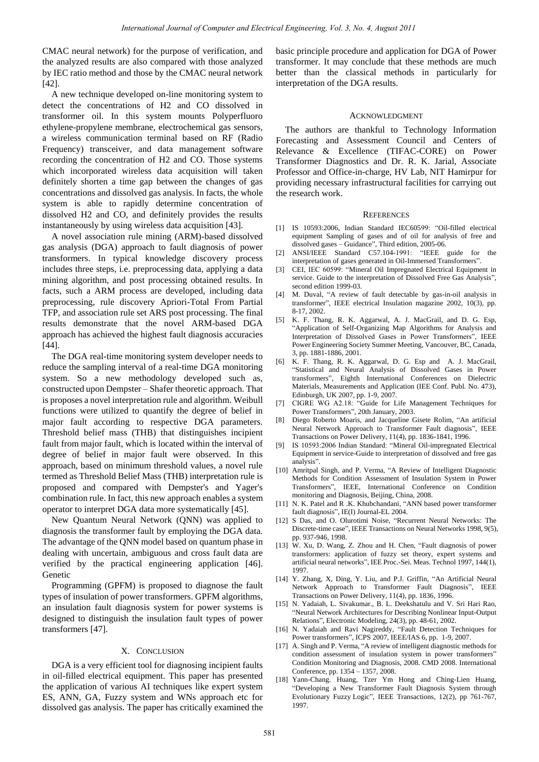CMAC neural network) for the purpose of verification, and the analyzed results are also compared with those analyzed by IEC ratio method and those by the CMAC neural network [42].

A new technique developed on-line monitoring system to detect the concentrations of H2 and CO dissolved in transformer oil. In this system mounts Polyperfluoro ethylene-propylene membrane, electrochemical gas sensors, a wireless communication terminal based on RF (Radio Frequency) transceiver, and data management software recording the concentration of H2 and CO. Those systems which incorporated wireless data acquisition will taken definitely shorten a time gap between the changes of gas concentrations and dissolved gas analysis. In facts, the whole system is able to rapidly determine concentration of dissolved H2 and CO, and definitely provides the results instantaneously by using wireless data acquisition [43].

A novel association rule mining (ARM)-based dissolved gas analysis (DGA) approach to fault diagnosis of power transformers. In typical knowledge discovery process includes three steps, i.e. preprocessing data, applying a data mining algorithm, and post processing obtained results. In facts, such a ARM process are developed, including data preprocessing, rule discovery Apriori-Total From Partial TFP, and association rule set ARS post processing. The final results demonstrate that the novel ARM-based DGA approach has achieved the highest fault diagnosis accuracies [44].

The DGA real-time monitoring system developer needs to reduce the sampling interval of a real-time DGA monitoring system. So a new methodology developed such as, constructed upon Dempster – Shafer theoretic approach. That is proposes a novel interpretation rule and algorithm. Weibull functions were utilized to quantify the degree of belief in major fault according to respective DGA parameters. Threshold belief mass (THB) that distinguishes incipient fault from major fault, which is located within the interval of degree of belief in major fault were observed. In this approach, based on minimum threshold values, a novel rule termed as Threshold Belief Mass (THB) interpretation rule is proposed and compared with Dempster's and Yager's combination rule. In fact, this new approach enables a system operator to interpret DGA data more systematically [45].

New Quantum Neural Network (QNN) was applied to diagnosis the transformer fault by employing the DGA data. The advantage of the QNN model based on quantum phase in dealing with uncertain, ambiguous and cross fault data are verified by the practical engineering application [46]. Genetic

Programming (GPFM) is proposed to diagnose the fault types of insulation of power transformers. GPFM algorithms, an insulation fault diagnosis system for power systems is designed to distinguish the insulation fault types of power transformers [47].

## X. Conclusion

DGA is a very efficient tool for diagnosing incipient faults in oil-filled electrical equipment. This paper has presented the application of various AI techniques like expert system ES, ANN, GA, Fuzzy system and WNs approach etc for dissolved gas analysis. The paper has critically examined the basic principle procedure and application for DGA of Power transformer. It may conclude that these methods are much better than the classical methods in particularly for interpretation of the DGA results.

## Acknowledgment

The authors are thankful to Technology Information Forecasting and Assessment Council and Centers of Relevance & Excellence (TIFAC-CORE) on Power Transformer Diagnostics and Dr. R. K. Jarial, Associate Professor and Office-in-charge, HV Lab, NIT Hamirpur for providing necessary infrastructural facilities for carrying out the research work.

## References

[1] IS 10593:2006, Indian Standard IEC60599: "Oil-filled electrical equipment Sampling of gases and of oil for analysis of free and dissolved gases – Guidance", Third edition, 2005-06.

[2] ANSI/IEEE Standard C57.104-1991: "IEEE guide for the interpretation of gases generated in Oil-Immersed Transformers".

[3] CEI, IEC 60599: "Mineral Oil Impregnated Electrical Equipment in service. Guide to the interpretation of Dissolved Free Gas Analysis", second edition 1999-03.

[4] M. Duval, "A review of fault detectable by gas-in-oil analysis in transformer", IEEE electrical Insulation magazine 2002, 10(3), pp. 8-17, 2002.

[5] K. F. Thang, R. K. Aggarwal, A. J. MacGrail, and D. G. Esp, "Application of Self-Organizing Map Algorithms for Analysis and Interpretation of Dissolved Gases in Power Transformers", IEEE Power Engineering Society Summer Meeting, Vancouver, BC, Canada, 3, pp. 1881-1886, 2001.

[6] K. F. Thang, R. K. Aggarwal, D. G. Esp and A. J. MacGrail, "Statistical and Neural Analysis of Dissolved Gases in Power transformers", Eighth International Conferences on Dielectric Materials, Measurements and Application (IEE Conf. Publ. No. 473), Edinburgh, UK 2007, pp. 1-9, 2007.

[7] CIGRE WG A2.18: "Guide for Life Management Techniques for Power Transformers", 20th January, 2003.

[8] Diego Roberto Moaris, and Jacqueline Gisete Rolim, "An artificial Neural Network Approach to Transformer Fault diagnosis", IEEE Transactions on Power Delivery, 11(4), pp. 1836-1841, 1996.

[9] IS 10593:2006 Indian Standard: "Mineral Oil-impregnated Electrical Equipment in service-Guide to interpretation of dissolved and free gas analysis".

[10] Amritpal Singh, and P. Verma, "A Review of Intelligent Diagnostic Methods for Condition Assessment of Insulation System in Power Transformers", IEEE, International Conference on Condition monitoring and Diagnosis, Beijing, China, 2008.

[11] N. K. Patel and R .K. Khubchandani, "ANN based power transformer fault diagnosis", IE(I) Journal-EL 2004.

[12] S Das, and O. Olurotimi Noise, "Recurrent Neural Networks: The Discrete-time case", IEEE Transactions on Neural Networks 1998, 9(5), pp. 937-946, 1998.

[13] W. Xu, D. Wang, Z. Zhou and H. Chen, "Fault diagnosis of power transformers: application of fuzzy set theory, expert systems and artificial neural networks", IEE Proc.-Sei. Meas. Technol 1997, 144(1), 1997.

[14] Y. Zhang, X, Ding, Y. Liu, and P.J. Griffin, "An Artificial Neural Network Approach to Transformer Fault Diagnosis", IEEE Transactions on Power Delivery, 11(4), pp. 1836, 1996.

[15] N. Yadaiah, L. Sivakumar., B. L. Deekshatulu and V. Sri Hari Rao, "Neural Network Architectures for Describing Nonlinear Input-Output Relations", Electronic Modeling, 24(3), pp. 48-61, 2002.

[16] N. Yadaiah and Ravi Nagireddy, "Fault Detection Techniques for Power transformers", ICPS 2007, IEEE/IAS 6, pp. 1-9, 2007.

[17] A. Singh and P. Verma, "A review of intelligent diagnostic methods for condition assessment of insulation system in power transformers" Condition Monitoring and Diagnosis, 2008. CMD 2008. International Conference, pp. 1354 – 1357, 2008.

[18] Yann-Chang. Huang, Tzer Ym Hong and Ching-Lien Huang, "Developing a New Transformer Fault Diagnosis System through Evolutionary Fuzzy Logic", IEEE Transactions, 12(2), pp 761-767, 1997.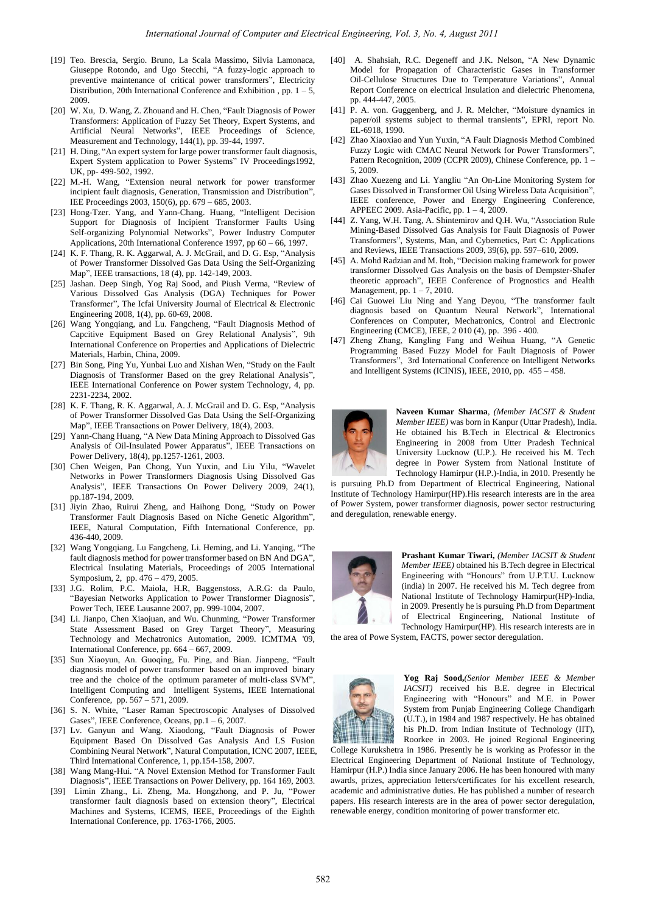[19] Teo. Brescia, Sergio. Bruno, La Scala Massimo, Silvia Lamonaca, Giuseppe Rotondo, and Ugo Stecchi, "A fuzzy-logic approach to preventive maintenance of critical power transformers", Electricity Distribution, 20th International Conference and Exhibition , pp. 1 – 5, 2009.

[20] W. Xu, D. Wang, Z. Zhouand and H. Chen, "Fault Diagnosis of Power Transformers: Application of Fuzzy Set Theory, Expert Systems, and Artificial Neural Networks", IEEE Proceedings of Science, Measurement and Technology, 144(1), pp. 39-44, 1997.

[21] H. Ding, "An expert system for large power transformer fault diagnosis, Expert System application to Power Systems" IV Proceedings1992, UK, pp- 499-502, 1992.

[22] M.-H. Wang, "Extension neural network for power transformer incipient fault diagnosis, Generation, Transmission and Distribution", IEE Proceedings 2003, 150(6), pp. 679 – 685, 2003.

[23] Hong-Tzer. Yang, and Yann-Chang. Huang, "Intelligent Decision Support for Diagnosis of Incipient Transformer Faults Using Self-organizing Polynomial Networks", Power Industry Computer Applications, 20th International Conference 1997, pp 60 – 66, 1997.

[24] K. F. Thang, R. K. Aggarwal, A. J. McGrail, and D. G. Esp, "Analysis of Power Transformer Dissolved Gas Data Using the Self-Organizing Map", IEEE transactions, 18 (4), pp. 142-149, 2003.

[25] Jashan. Deep Singh, Yog Raj Sood, and Piush Verma, "Review of Various Dissolved Gas Analysis (DGA) Techniques for Power Transformer", The Icfai University Journal of Electrical & Electronic Engineering 2008, 1(4), pp. 60-69, 2008.

[26] Wang Yongqiang, and Lu. Fangcheng, "Fault Diagnosis Method of Capcitive Equipment Based on Grey Relational Analysis", 9th International Conference on Properties and Applications of Dielectric Materials, Harbin, China, 2009.

[27] Bin Song, Ping Yu, Yunbai Luo and Xishan Wen, "Study on the Fault Diagnosis of Transformer Based on the grey Relational Analysis", IEEE International Conference on Power system Technology, 4, pp. 2231-2234, 2002.

[28] K. F. Thang, R. K. Aggarwal, A. J. McGrail and D. G. Esp, "Analysis of Power Transformer Dissolved Gas Data Using the Self-Organizing Map", IEEE Transactions on Power Delivery, 18(4), 2003.

[29] Yann-Chang Huang, "A New Data Mining Approach to Dissolved Gas Analysis of Oil-Insulated Power Apparatus", IEEE Transactions on Power Delivery, 18(4), pp.1257-1261, 2003.

[30] Chen Weigen, Pan Chong, Yun Yuxin, and Liu Yilu, "Wavelet Networks in Power Transformers Diagnosis Using Dissolved Gas Analysis", IEEE Transactions On Power Delivery 2009, 24(1), pp.187-194, 2009.

[31] Jiyin Zhao, Ruirui Zheng, and Haihong Dong, "Study on Power Transformer Fault Diagnosis Based on Niche Genetic Algorithm", IEEE, Natural Computation, Fifth International Conference, pp. 436-440, 2009.

[32] Wang Yongqiang, Lu Fangcheng, Li. Heming, and Li. Yanqing, "The fault diagnosis method for power transformer based on BN And DGA", Electrical Insulating Materials, Proceedings of 2005 International Symposium, 2, pp. 476 – 479, 2005.

[33] J.G. Rolim, P.C. Maiola, H.R, Baggenstoss, A.R.G: da Paulo, "Bayesian Networks Application to Power Transformer Diagnosis", Power Tech, IEEE Lausanne 2007, pp. 999-1004, 2007.

[34] Li. Jianpo, Chen Xiaojuan, and Wu. Chunming, "Power Transformer State Assessment Based on Grey Target Theory", Measuring Technology and Mechatronics Automation, 2009. ICMTMA '09, International Conference, pp. 664 – 667, 2009.

[35] Sun Xiaoyun, An. Guoqing, Fu. Ping, and Bian. Jianpeng, "Fault diagnosis model of power transformer based on an improved binary tree and the choice of the optimum parameter of multi-class SVM", Intelligent Computing and Intelligent Systems, IEEE International Conference, pp. 567 – 571, 2009.

[36] S. N. White, "Laser Raman Spectroscopic Analyses of Dissolved Gases", IEEE Conference, Oceans, pp.1 – 6, 2007.

[37] Lv. Ganyun and Wang. Xiaodong, "Fault Diagnosis of Power Equipment Based On Dissolved Gas Analysis And LS Fusion Combining Neural Network", Natural Computation, ICNC 2007, IEEE, Third International Conference, 1, pp.154-158, 2007.

[38] Wang Mang-Hui. "A Novel Extension Method for Transformer Fault Diagnosis", IEEE Transactions on Power Delivery, pp. 164 169, 2003.

[39] Limin Zhang., Li. Zheng, Ma. Hongzhong, and P. Ju, "Power transformer fault diagnosis based on extension theory", Electrical Machines and Systems, ICEMS, IEEE, Proceedings of the Eighth International Conference, pp. 1763-1766, 2005.

[40] A. Shahsiah, R.C. Degeneff and J.K. Nelson, "A New Dynamic Model for Propagation of Characteristic Gases in Transformer Oil-Cellulose Structures Due to Temperature Variations", Annual Report Conference on electrical Insulation and dielectric Phenomena, pp. 444-447, 2005.

[41] P. A. von. Guggenberg, and J. R. Melcher, "Moisture dynamics in paper/oil systems subject to thermal transients", EPRI, report No. EL-6918, 1990.

[42] Zhao Xiaoxiao and Yun Yuxin, "A Fault Diagnosis Method Combined Fuzzy Logic with CMAC Neural Network for Power Transformers", Pattern Recognition, 2009 (CCPR 2009), Chinese Conference, pp. 1 – 5, 2009.

[43] Zhao Xuezeng and Li. Yangliu "An On-Line Monitoring System for Gases Dissolved in Transformer Oil Using Wireless Data Acquisition", IEEE conference, Power and Energy Engineering Conference, APPEEC 2009. Asia-Pacific, pp. 1 – 4, 2009.

[44] Z. Yang, W.H. Tang, A. Shintemirov and Q.H. Wu, "Association Rule Mining-Based Dissolved Gas Analysis for Fault Diagnosis of Power Transformers", Systems, Man, and Cybernetics, Part C: Applications and Reviews, IEEE Transactions 2009, 39(6), pp. 597–610, 2009.

[45] A. Mohd Radzian and M. Itoh, "Decision making framework for power transformer Dissolved Gas Analysis on the basis of Dempster-Shafer theoretic approach", IEEE Conference of Prognostics and Health Management, pp. 1 – 7, 2010.

[46] Cai Guowei Liu Ning and Yang Deyou, "The transformer fault diagnosis based on Quantum Neural Network", International Conferences on Computer, Mechatronics, Control and Electronic Engineering (CMCE), IEEE, 2 010 (4), pp. 396 - 400.

[47] Zheng Zhang, Kangling Fang and Weihua Huang, "A Genetic Programming Based Fuzzy Model for Fault Diagnosis of Power Transformers", 3rd International Conference on Intelligent Networks and Intelligent Systems (ICINIS), IEEE, 2010, pp. 455 – 458.

**Naveen Kumar Sharma**, *(Member IACSIT & Student Member IEEE)* was born in Kanpur (Uttar Pradesh), India. He obtained his B.Tech in Electrical & Electronics Engineering in 2008 from Utter Pradesh Technical University Lucknow (U.P.). He received his M. Tech degree in Power System from National Institute of Technology Hamirpur (H.P.)-India, in 2010. Presently he is pursuing Ph.D from Department of Electrical Engineering, National Institute of Technology Hamirpur(HP).His research interests are in the area of Power System, power transformer diagnosis, power sector restructuring and deregulation, renewable energy.

**Prashant Kumar Tiwari,** *(Member IACSIT & Student Member IEEE)* obtained his B.Tech degree in Electrical Engineering with "Honours" from U.P.T.U. Lucknow (india) in 2007. He received his M. Tech degree from National Institute of Technology Hamirpur(HP)-India, in 2009. Presently he is pursuing Ph.D from Department of Electrical Engineering, National Institute of Technology Hamirpur(HP). His research interests are in the area of Powe System, FACTS, power sector deregulation.

**Yog Raj Sood,***(Senior Member IEEE & Member IACSIT)* received his B.E. degree in Electrical Engineering with "Honours" and M.E. in Power System from Punjab Engineering College Chandigarh (U.T.), in 1984 and 1987 respectively. He has obtained his Ph.D. from Indian Institute of Technology (IIT), Roorkee in 2003. He joined Regional Engineering College Kurukshetra in 1986. Presently he is working as Professor in the Electrical Engineering Department of National Institute of Technology, Hamirpur (H.P.) India since January 2006. He has been honoured with many awards, prizes, appreciation letters/certificates for his excellent research, academic and administrative duties. He has published a number of research papers. His research interests are in the area of power sector deregulation, renewable energy, condition monitoring of power transformer etc.